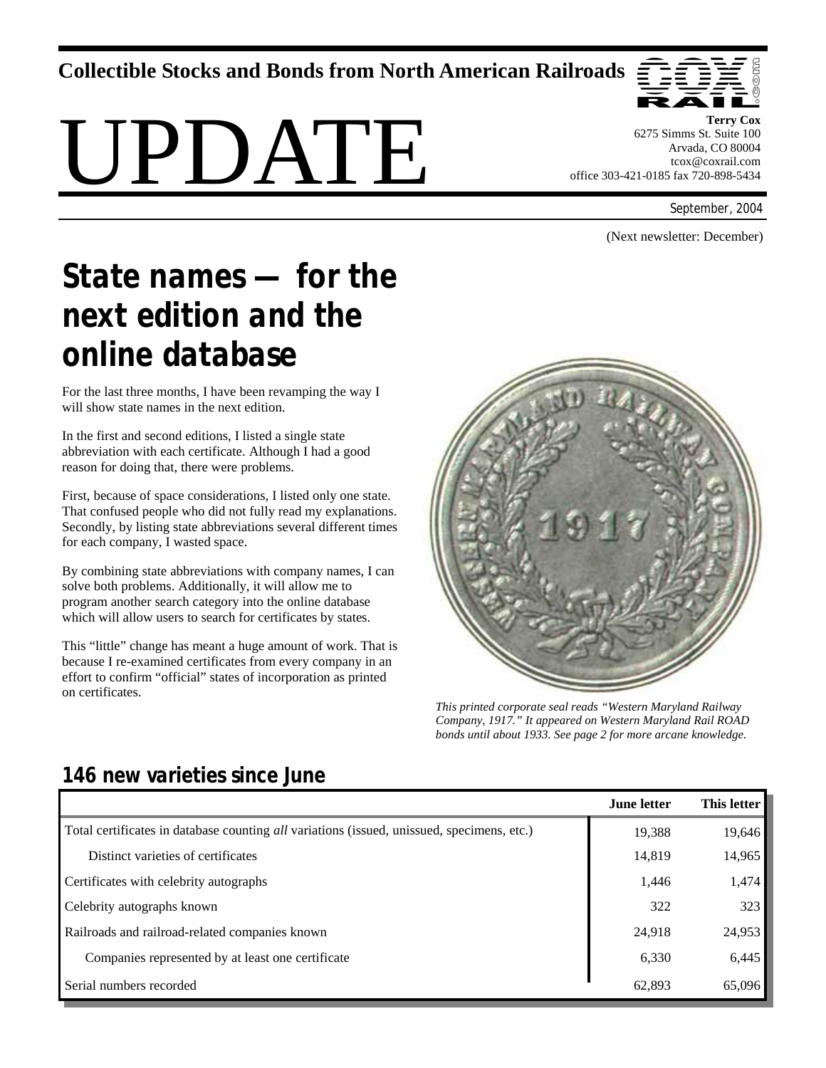**Collectible Stocks and Bonds from North American Railroads**

# UPDATE

**Terry Cox**
6275 Simms St. Suite 100
Arvada, CO 80004
tcox@coxrail.com
office 303-421-0185 fax 720-898-5434

September, 2004

(Next newsletter: December)

## *State names — for the next edition and the online database*

For the last three months, I have been revamping the way I will show state names in the next edition.

In the first and second editions, I listed a single state abbreviation with each certificate. Although I had a good reason for doing that, there were problems.

First, because of space considerations, I listed only one state. That confused people who did not fully read my explanations. Secondly, by listing state abbreviations several different times for each company, I wasted space.

By combining state abbreviations with company names, I can solve both problems. Additionally, it will allow me to program another search category into the online database which will allow users to search for certificates by states.

This "little" change has meant a huge amount of work. That is because I re-examined certificates from every company in an effort to confirm "official" states of incorporation as printed on certificates.

*This printed corporate seal reads "Western Maryland Railway Company, 1917." It appeared on Western Maryland Rail ROAD bonds until about 1933. See page 2 for more arcane knowledge.*

### 146 new varieties since June

| | June letter | This letter |
|---|---|---|
| Total certificates in database counting *all* variations (issued, unissued, specimens, etc.) | 19,388 | 19,646 |
| Distinct varieties of certificates | 14,819 | 14,965 |
| Certificates with celebrity autographs | 1,446 | 1,474 |
| Celebrity autographs known | 322 | 323 |
| Railroads and railroad-related companies known | 24,918 | 24,953 |
| Companies represented by at least one certificate | 6,330 | 6,445 |
| Serial numbers recorded | 62,893 | 65,096 |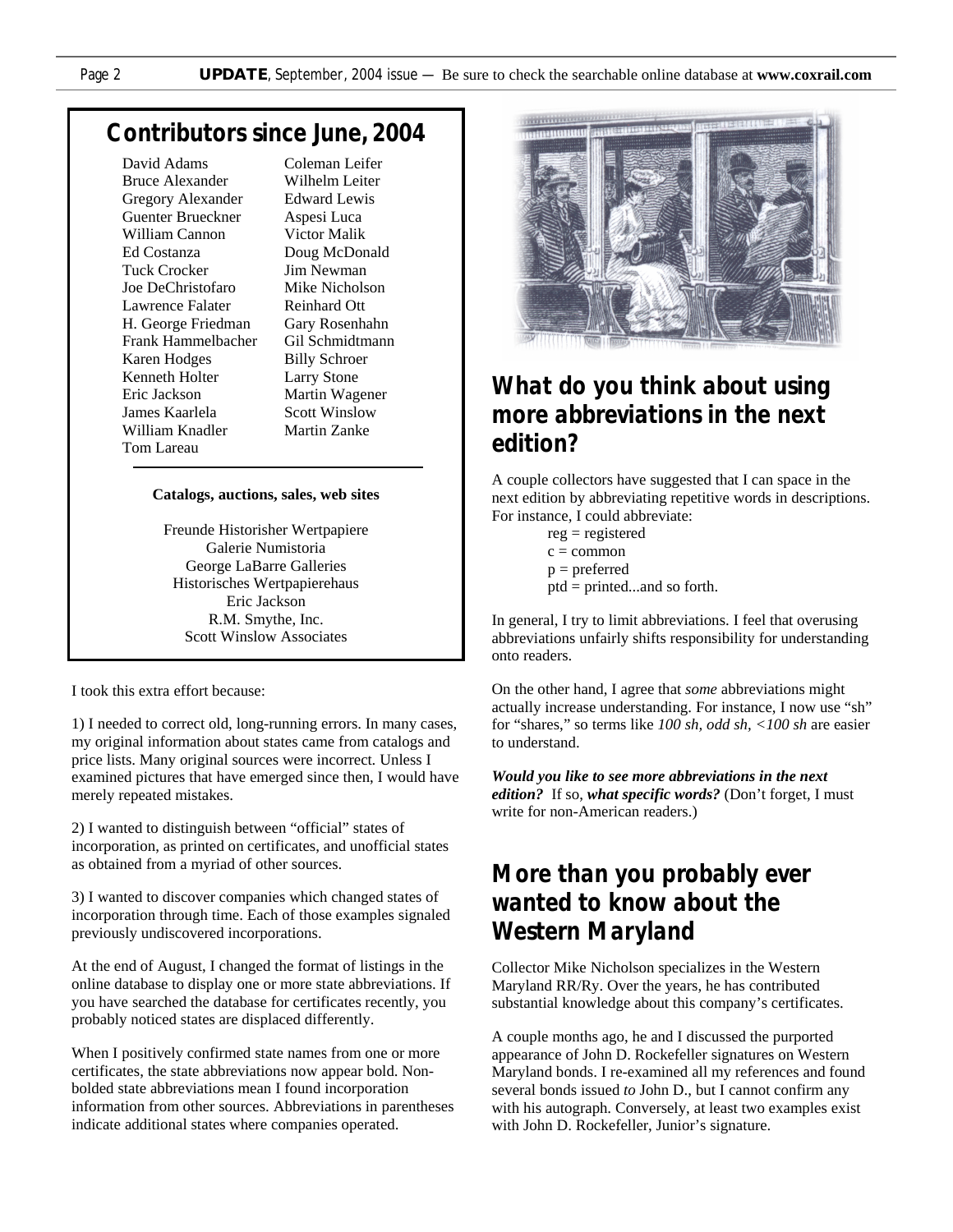## Contributors since June, 2004

David Adams
Bruce Alexander
Gregory Alexander
Guenter Brueckner
William Cannon
Ed Costanza
Tuck Crocker
Joe DeChristofaro
Lawrence Falater
H. George Friedman
Frank Hammelbacher
Karen Hodges
Kenneth Holter
Eric Jackson
James Kaarlela
William Knadler
Tom Lareau
Coleman Leifer
Wilhelm Leiter
Edward Lewis
Aspesi Luca
Victor Malik
Doug McDonald
Jim Newman
Mike Nicholson
Reinhard Ott
Gary Rosenhahn
Gil Schmidtmann
Billy Schroer
Larry Stone
Martin Wagener
Scott Winslow
Martin Zanke

**Catalogs, auctions, sales, web sites**

Freunde Historisher Wertpapiere
Galerie Numistoria
George LaBarre Galleries
Historisches Wertpapierehaus
Eric Jackson
R.M. Smythe, Inc.
Scott Winslow Associates

I took this extra effort because:

1) I needed to correct old, long-running errors. In many cases, my original information about states came from catalogs and price lists. Many original sources were incorrect. Unless I examined pictures that have emerged since then, I would have merely repeated mistakes.

2) I wanted to distinguish between "official" states of incorporation, as printed on certificates, and unofficial states as obtained from a myriad of other sources.

3) I wanted to discover companies which changed states of incorporation through time. Each of those examples signaled previously undiscovered incorporations.

At the end of August, I changed the format of listings in the online database to display one or more state abbreviations. If you have searched the database for certificates recently, you probably noticed states are displaced differently.

When I positively confirmed state names from one or more certificates, the state abbreviations now appear bold. Non-bolded state abbreviations mean I found incorporation information from other sources. Abbreviations in parentheses indicate additional states where companies operated.

## What do you think about using more abbreviations in the next edition?

A couple collectors have suggested that I can space in the next edition by abbreviating repetitive words in descriptions. For instance, I could abbreviate:

reg = registered
c = common
p = preferred
ptd = printed...and so forth.

In general, I try to limit abbreviations. I feel that overusing abbreviations unfairly shifts responsibility for understanding onto readers.

On the other hand, I agree that *some* abbreviations might actually increase understanding. For instance, I now use "sh" for "shares," so terms like *100 sh, odd sh, <100 sh* are easier to understand.

***Would you like to see more abbreviations in the next edition?*** If so, ***what specific words?*** (Don't forget, I must write for non-American readers.)

## More than you probably ever wanted to know about the Western Maryland

Collector Mike Nicholson specializes in the Western Maryland RR/Ry. Over the years, he has contributed substantial knowledge about this company's certificates.

A couple months ago, he and I discussed the purported appearance of John D. Rockefeller signatures on Western Maryland bonds. I re-examined all my references and found several bonds issued *to* John D., but I cannot confirm any with his autograph. Conversely, at least two examples exist with John D. Rockefeller, Junior's signature.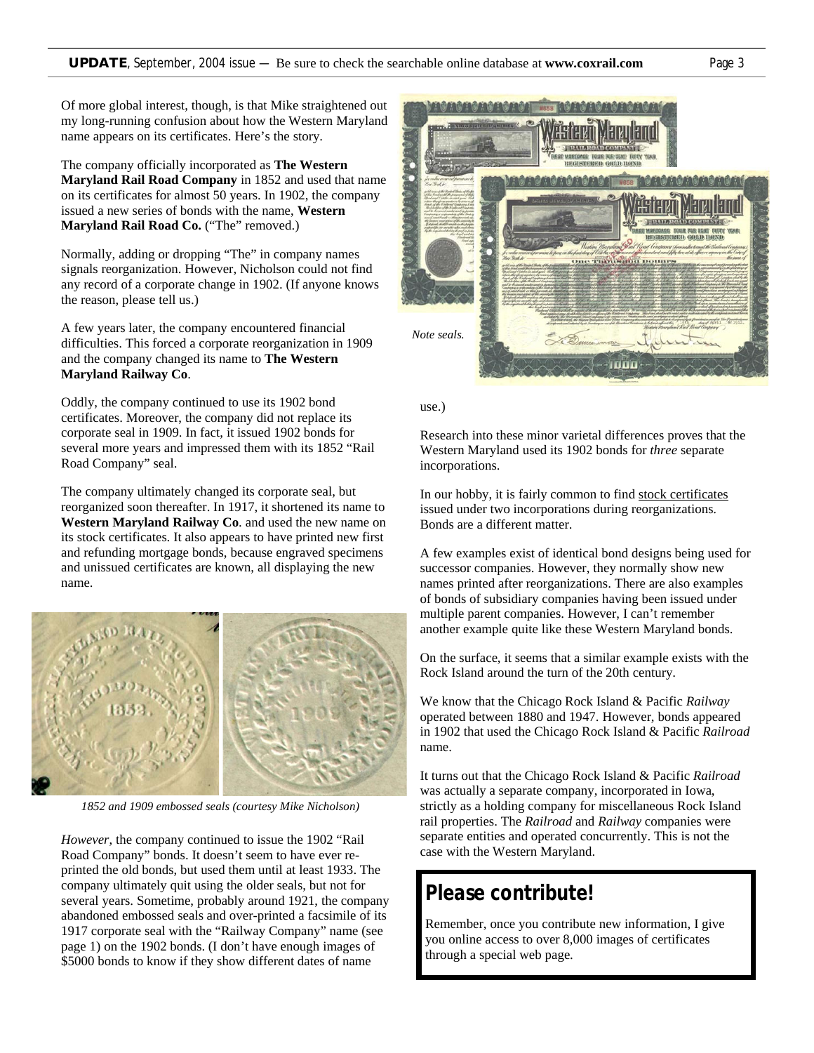Of more global interest, though, is that Mike straightened out my long-running confusion about how the Western Maryland name appears on its certificates. Here's the story.

The company officially incorporated as **The Western Maryland Rail Road Company** in 1852 and used that name on its certificates for almost 50 years. In 1902, the company issued a new series of bonds with the name, **Western Maryland Rail Road Co.** ("The" removed.)

Normally, adding or dropping "The" in company names signals reorganization. However, Nicholson could not find any record of a corporate change in 1902. (If anyone knows the reason, please tell us.)

A few years later, the company encountered financial difficulties. This forced a corporate reorganization in 1909 and the company changed its name to **The Western Maryland Railway Co**.

Oddly, the company continued to use its 1902 bond certificates. Moreover, the company did not replace its corporate seal in 1909. In fact, it issued 1902 bonds for several more years and impressed them with its 1852 "Rail Road Company" seal.

The company ultimately changed its corporate seal, but reorganized soon thereafter. In 1917, it shortened its name to **Western Maryland Railway Co**. and used the new name on its stock certificates. It also appears to have printed new first and refunding mortgage bonds, because engraved specimens and unissued certificates are known, all displaying the new name.

*1852 and 1909 embossed seals (courtesy Mike Nicholson)*

*However*, the company continued to issue the 1902 "Rail Road Company" bonds. It doesn't seem to have ever re-printed the old bonds, but used them until at least 1933. The company ultimately quit using the older seals, but not for several years. Sometime, probably around 1921, the company abandoned embossed seals and over-printed a facsimile of its 1917 corporate seal with the "Railway Company" name (see page 1) on the 1902 bonds. (I don't have enough images of $5000 bonds to know if they show different dates of name use.)

*Note seals.*

Research into these minor varietal differences proves that the Western Maryland used its 1902 bonds for *three* separate incorporations.

In our hobby, it is fairly common to find stock certificates issued under two incorporations during reorganizations. Bonds are a different matter.

A few examples exist of identical bond designs being used for successor companies. However, they normally show new names printed after reorganizations. There are also examples of bonds of subsidiary companies having been issued under multiple parent companies. However, I can't remember another example quite like these Western Maryland bonds.

On the surface, it seems that a similar example exists with the Rock Island around the turn of the 20th century.

We know that the Chicago Rock Island & Pacific *Railway* operated between 1880 and 1947. However, bonds appeared in 1902 that used the Chicago Rock Island & Pacific *Railroad* name.

It turns out that the Chicago Rock Island & Pacific *Railroad* was actually a separate company, incorporated in Iowa, strictly as a holding company for miscellaneous Rock Island rail properties. The *Railroad* and *Railway* companies were separate entities and operated concurrently. This is not the case with the Western Maryland.

## Please contribute!

Remember, once you contribute new information, I give you online access to over 8,000 images of certificates through a special web page.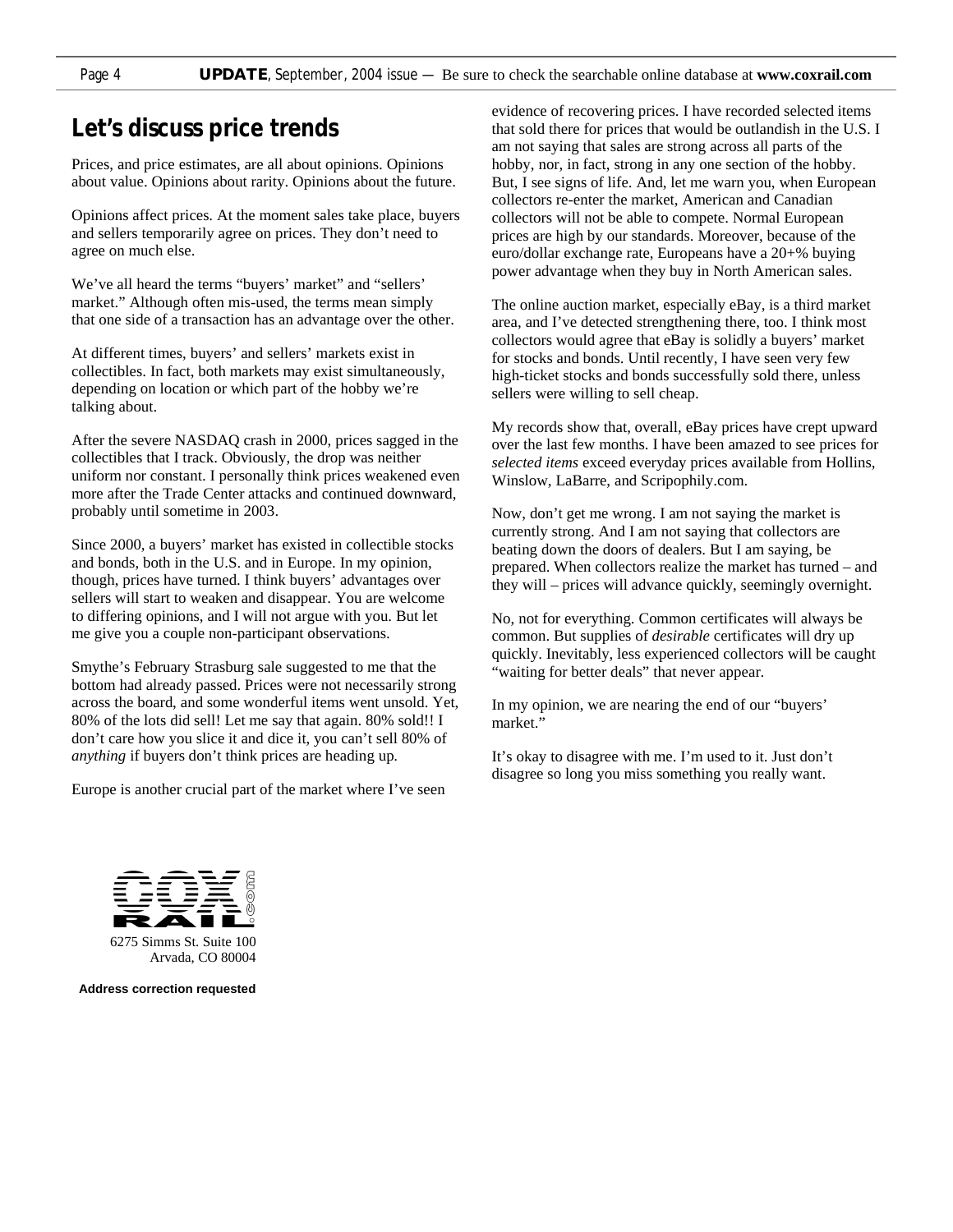## Let's discuss price trends

Prices, and price estimates, are all about opinions. Opinions about value. Opinions about rarity. Opinions about the future.

Opinions affect prices. At the moment sales take place, buyers and sellers temporarily agree on prices. They don't need to agree on much else.

We've all heard the terms "buyers' market" and "sellers' market." Although often mis-used, the terms mean simply that one side of a transaction has an advantage over the other.

At different times, buyers' and sellers' markets exist in collectibles. In fact, both markets may exist simultaneously, depending on location or which part of the hobby we're talking about.

After the severe NASDAQ crash in 2000, prices sagged in the collectibles that I track. Obviously, the drop was neither uniform nor constant. I personally think prices weakened even more after the Trade Center attacks and continued downward, probably until sometime in 2003.

Since 2000, a buyers' market has existed in collectible stocks and bonds, both in the U.S. and in Europe. In my opinion, though, prices have turned. I think buyers' advantages over sellers will start to weaken and disappear. You are welcome to differing opinions, and I will not argue with you. But let me give you a couple non-participant observations.

Smythe's February Strasburg sale suggested to me that the bottom had already passed. Prices were not necessarily strong across the board, and some wonderful items went unsold. Yet, 80% of the lots did sell! Let me say that again. 80% sold!! I don't care how you slice it and dice it, you can't sell 80% of *anything* if buyers don't think prices are heading up.

Europe is another crucial part of the market where I've seen evidence of recovering prices. I have recorded selected items that sold there for prices that would be outlandish in the U.S. I am not saying that sales are strong across all parts of the hobby, nor, in fact, strong in any one section of the hobby. But, I see signs of life. And, let me warn you, when European collectors re-enter the market, American and Canadian collectors will not be able to compete. Normal European prices are high by our standards. Moreover, because of the euro/dollar exchange rate, Europeans have a 20+% buying power advantage when they buy in North American sales.

The online auction market, especially eBay, is a third market area, and I've detected strengthening there, too. I think most collectors would agree that eBay is solidly a buyers' market for stocks and bonds. Until recently, I have seen very few high-ticket stocks and bonds successfully sold there, unless sellers were willing to sell cheap.

My records show that, overall, eBay prices have crept upward over the last few months. I have been amazed to see prices for *selected items* exceed everyday prices available from Hollins, Winslow, LaBarre, and Scripophily.com.

Now, don't get me wrong. I am not saying the market is currently strong. And I am not saying that collectors are beating down the doors of dealers. But I am saying, be prepared. When collectors realize the market has turned – and they will – prices will advance quickly, seemingly overnight.

No, not for everything. Common certificates will always be common. But supplies of *desirable* certificates will dry up quickly. Inevitably, less experienced collectors will be caught "waiting for better deals" that never appear.

In my opinion, we are nearing the end of our "buyers' market."

It's okay to disagree with me. I'm used to it. Just don't disagree so long you miss something you really want.

COX RAIL.com

6275 Simms St. Suite 100
Arvada, CO 80004

**Address correction requested**